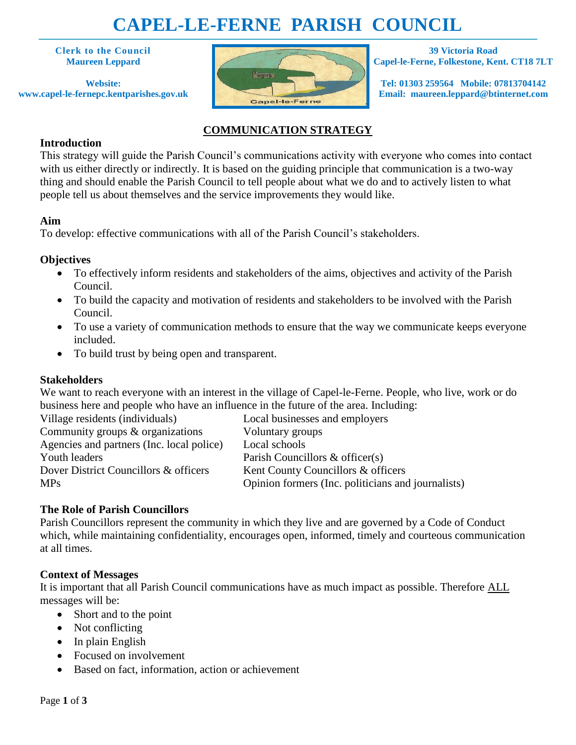# CAPEL-LE-FERNE PARISH COUNCIL

**Clerk to the Council**
**Maureen Leppard**

**Website:**
**www.capel-le-fernepc.kentparishes.gov.uk**

**39 Victoria Road**
**Capel-le-Ferne, Folkestone, Kent. CT18 7LT**

**Tel: 01303 259564 Mobile: 07813704142**
**Email: maureen.leppard@btinternet.com**

## COMMUNICATION STRATEGY

### Introduction

This strategy will guide the Parish Council's communications activity with everyone who comes into contact with us either directly or indirectly. It is based on the guiding principle that communication is a two-way thing and should enable the Parish Council to tell people about what we do and to actively listen to what people tell us about themselves and the service improvements they would like.

### Aim

To develop: effective communications with all of the Parish Council's stakeholders.

### Objectives

- To effectively inform residents and stakeholders of the aims, objectives and activity of the Parish Council.
- To build the capacity and motivation of residents and stakeholders to be involved with the Parish Council.
- To use a variety of communication methods to ensure that the way we communicate keeps everyone included.
- To build trust by being open and transparent.

### Stakeholders

We want to reach everyone with an interest in the village of Capel-le-Ferne. People, who live, work or do business here and people who have an influence in the future of the area. Including:

| | |
|---|---|
| Village residents (individuals) | Local businesses and employers |
| Community groups & organizations | Voluntary groups |
| Agencies and partners (Inc. local police) | Local schools |
| Youth leaders | Parish Councillors & officer(s) |
| Dover District Councillors & officers | Kent County Councillors & officers |
| MPs | Opinion formers (Inc. politicians and journalists) |

### The Role of Parish Councillors

Parish Councillors represent the community in which they live and are governed by a Code of Conduct which, while maintaining confidentiality, encourages open, informed, timely and courteous communication at all times.

### Context of Messages

It is important that all Parish Council communications have as much impact as possible. Therefore ALL messages will be:

- Short and to the point
- Not conflicting
- In plain English
- Focused on involvement
- Based on fact, information, action or achievement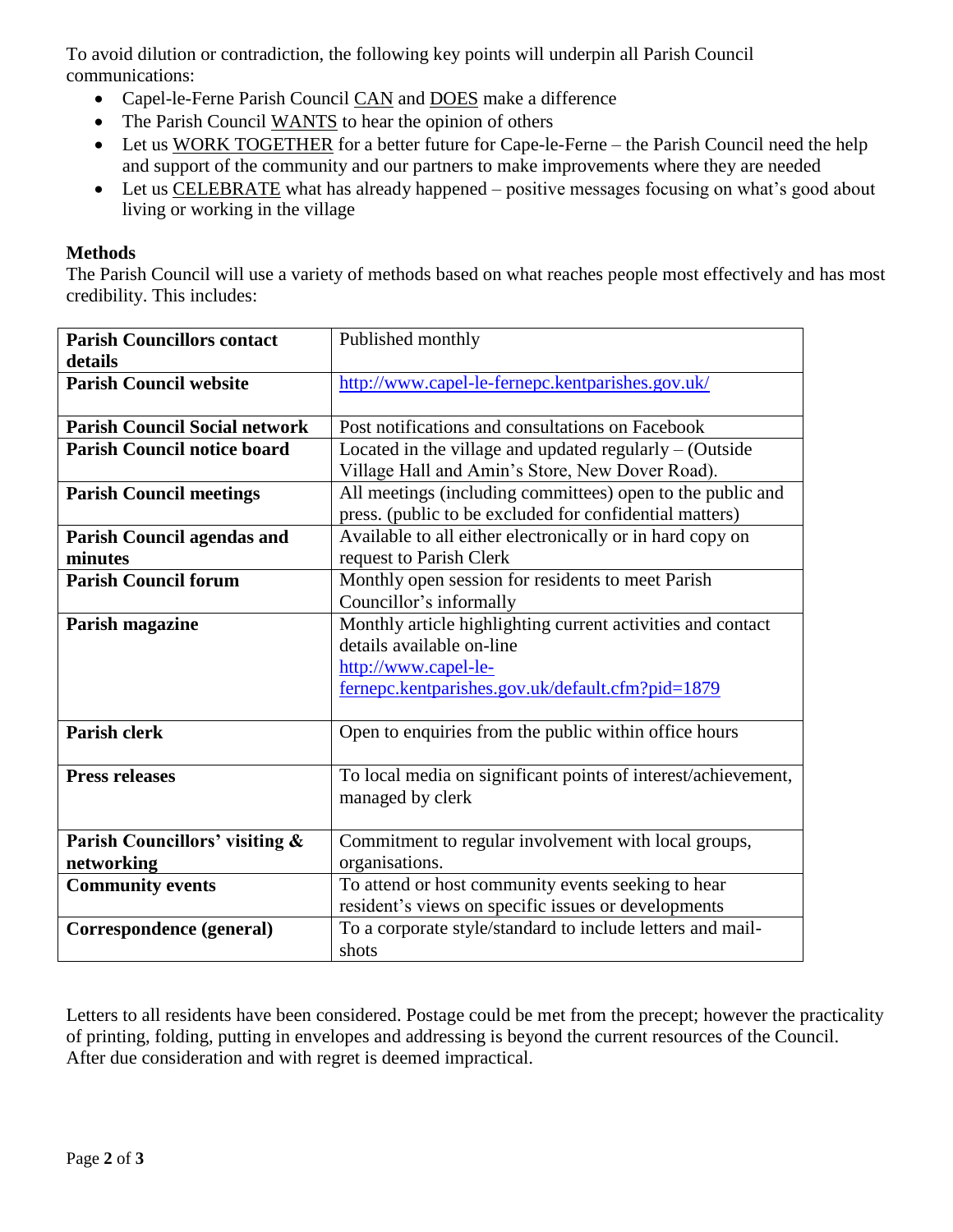To avoid dilution or contradiction, the following key points will underpin all Parish Council communications:

- Capel-le-Ferne Parish Council CAN and DOES make a difference
- The Parish Council WANTS to hear the opinion of others
- Let us WORK TOGETHER for a better future for Cape-le-Ferne – the Parish Council need the help and support of the community and our partners to make improvements where they are needed
- Let us CELEBRATE what has already happened – positive messages focusing on what's good about living or working in the village

**Methods**

The Parish Council will use a variety of methods based on what reaches people most effectively and has most credibility. This includes:

| | |
|---|---|
| **Parish Councillors contact details** | Published monthly |
| **Parish Council website** | http://www.capel-le-fernepc.kentparishes.gov.uk/ |
| **Parish Council Social network** | Post notifications and consultations on Facebook |
| **Parish Council notice board** | Located in the village and updated regularly – (Outside Village Hall and Amin's Store, New Dover Road). |
| **Parish Council meetings** | All meetings (including committees) open to the public and press. (public to be excluded for confidential matters) |
| **Parish Council agendas and minutes** | Available to all either electronically or in hard copy on request to Parish Clerk |
| **Parish Council forum** | Monthly open session for residents to meet Parish Councillor's informally |
| **Parish magazine** | Monthly article highlighting current activities and contact details available on-line http://www.capel-le-fernepc.kentparishes.gov.uk/default.cfm?pid=1879 |
| **Parish clerk** | Open to enquiries from the public within office hours |
| **Press releases** | To local media on significant points of interest/achievement, managed by clerk |
| **Parish Councillors' visiting & networking** | Commitment to regular involvement with local groups, organisations. |
| **Community events** | To attend or host community events seeking to hear resident's views on specific issues or developments |
| **Correspondence (general)** | To a corporate style/standard to include letters and mail-shots |

Letters to all residents have been considered. Postage could be met from the precept; however the practicality of printing, folding, putting in envelopes and addressing is beyond the current resources of the Council. After due consideration and with regret is deemed impractical.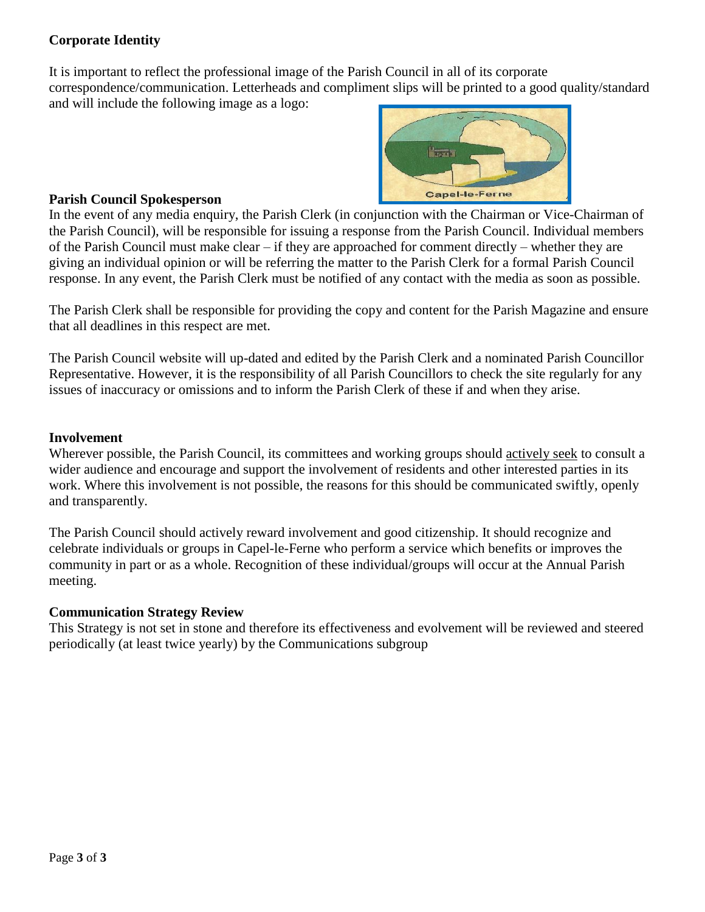**Corporate Identity**

It is important to reflect the professional image of the Parish Council in all of its corporate correspondence/communication. Letterheads and compliment slips will be printed to a good quality/standard and will include the following image as a logo:

**Parish Council Spokesperson**

In the event of any media enquiry, the Parish Clerk (in conjunction with the Chairman or Vice-Chairman of the Parish Council), will be responsible for issuing a response from the Parish Council. Individual members of the Parish Council must make clear – if they are approached for comment directly – whether they are giving an individual opinion or will be referring the matter to the Parish Clerk for a formal Parish Council response. In any event, the Parish Clerk must be notified of any contact with the media as soon as possible.

The Parish Clerk shall be responsible for providing the copy and content for the Parish Magazine and ensure that all deadlines in this respect are met.

The Parish Council website will up-dated and edited by the Parish Clerk and a nominated Parish Councillor Representative. However, it is the responsibility of all Parish Councillors to check the site regularly for any issues of inaccuracy or omissions and to inform the Parish Clerk of these if and when they arise.

**Involvement**

Wherever possible, the Parish Council, its committees and working groups should actively seek to consult a wider audience and encourage and support the involvement of residents and other interested parties in its work. Where this involvement is not possible, the reasons for this should be communicated swiftly, openly and transparently.

The Parish Council should actively reward involvement and good citizenship. It should recognize and celebrate individuals or groups in Capel-le-Ferne who perform a service which benefits or improves the community in part or as a whole. Recognition of these individual/groups will occur at the Annual Parish meeting.

**Communication Strategy Review**

This Strategy is not set in stone and therefore its effectiveness and evolvement will be reviewed and steered periodically (at least twice yearly) by the Communications subgroup